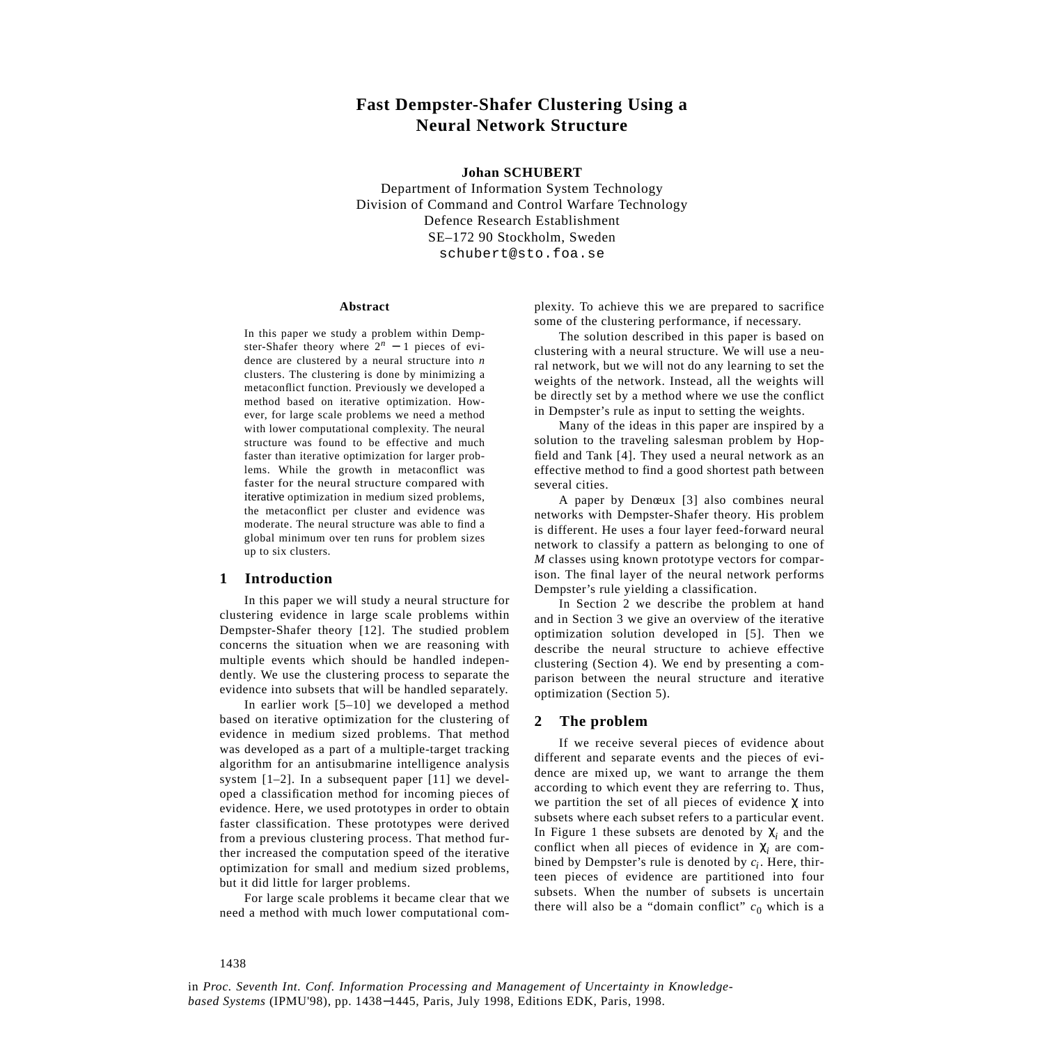# Fast Dempster-Shafer Clustering Using a Neural Network Structure

**Johan SCHUBERT**
Department of Information System Technology
Division of Command and Control Warfare Technology
Defence Research Establishment
SE–172 90 Stockholm, Sweden
schubert@sto.foa.se

**Abstract**

In this paper we study a problem within Dempster-Shafer theory where $2^n - 1$ pieces of evidence are clustered by a neural structure into $n$ clusters. The clustering is done by minimizing a metaconflict function. Previously we developed a method based on iterative optimization. However, for large scale problems we need a method with lower computational complexity. The neural structure was found to be effective and much faster than iterative optimization for larger problems. While the growth in metaconflict was faster for the neural structure compared with iterative optimization in medium sized problems, the metaconflict per cluster and evidence was moderate. The neural structure was able to find a global minimum over ten runs for problem sizes up to six clusters.

## 1 Introduction

In this paper we will study a neural structure for clustering evidence in large scale problems within Dempster-Shafer theory [12]. The studied problem concerns the situation when we are reasoning with multiple events which should be handled independently. We use the clustering process to separate the evidence into subsets that will be handled separately.

In earlier work [5–10] we developed a method based on iterative optimization for the clustering of evidence in medium sized problems. That method was developed as a part of a multiple-target tracking algorithm for an antisubmarine intelligence analysis system [1–2]. In a subsequent paper [11] we developed a classification method for incoming pieces of evidence. Here, we used prototypes in order to obtain faster classification. These prototypes were derived from a previous clustering process. That method further increased the computation speed of the iterative optimization for small and medium sized problems, but it did little for larger problems.

For large scale problems it became clear that we need a method with much lower computational complexity. To achieve this we are prepared to sacrifice some of the clustering performance, if necessary.

The solution described in this paper is based on clustering with a neural structure. We will use a neural network, but we will not do any learning to set the weights of the network. Instead, all the weights will be directly set by a method where we use the conflict in Dempster's rule as input to setting the weights.

Many of the ideas in this paper are inspired by a solution to the traveling salesman problem by Hopfield and Tank [4]. They used a neural network as an effective method to find a good shortest path between several cities.

A paper by Denœux [3] also combines neural networks with Dempster-Shafer theory. His problem is different. He uses a four layer feed-forward neural network to classify a pattern as belonging to one of $M$ classes using known prototype vectors for comparison. The final layer of the neural network performs Dempster's rule yielding a classification.

In Section 2 we describe the problem at hand and in Section 3 we give an overview of the iterative optimization solution developed in [5]. Then we describe the neural structure to achieve effective clustering (Section 4). We end by presenting a comparison between the neural structure and iterative optimization (Section 5).

## 2 The problem

If we receive several pieces of evidence about different and separate events and the pieces of evidence are mixed up, we want to arrange the them according to which event they are referring to. Thus, we partition the set of all pieces of evidence $\chi$ into subsets where each subset refers to a particular event. In Figure 1 these subsets are denoted by $\chi_i$ and the conflict when all pieces of evidence in $\chi_i$ are combined by Dempster's rule is denoted by $c_i$. Here, thirteen pieces of evidence are partitioned into four subsets. When the number of subsets is uncertain there will also be a "domain conflict" $c_0$ which is a

in *Proc. Seventh Int. Conf. Information Processing and Management of Uncertainty in Knowledge-based Systems* (IPMU'98), pp. 1438–1445, Paris, July 1998, Editions EDK, Paris, 1998.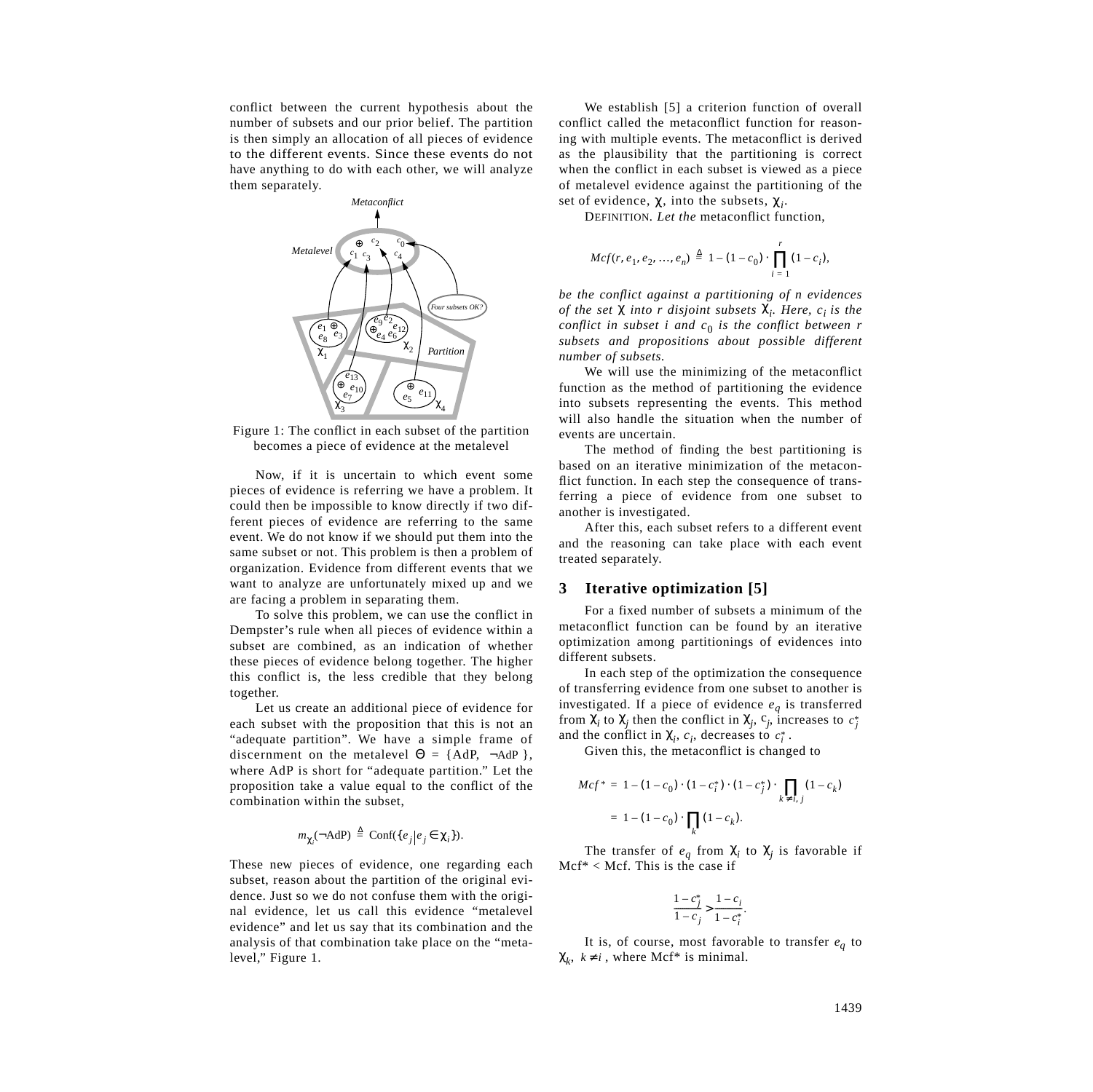conflict between the current hypothesis about the number of subsets and our prior belief. The partition is then simply an allocation of all pieces of evidence to the different events. Since these events do not have anything to do with each other, we will analyze them separately.

Metaconflict

Metalevel

Four subsets OK?

Partition

Figure 1: The conflict in each subset of the partition becomes a piece of evidence at the metalevel

Now, if it is uncertain to which event some pieces of evidence is referring we have a problem. It could then be impossible to know directly if two different pieces of evidence are referring to the same event. We do not know if we should put them into the same subset or not. This problem is then a problem of organization. Evidence from different events that we want to analyze are unfortunately mixed up and we are facing a problem in separating them.

To solve this problem, we can use the conflict in Dempster's rule when all pieces of evidence within a subset are combined, as an indication of whether these pieces of evidence belong together. The higher this conflict is, the less credible that they belong together.

Let us create an additional piece of evidence for each subset with the proposition that this is not an "adequate partition". We have a simple frame of discernment on the metalevel $\Theta = \{\text{AdP}, \neg\text{AdP}\}$, where AdP is short for "adequate partition." Let the proposition take a value equal to the conflict of the combination within the subset,

$$m_{\chi_i}(\neg\text{AdP}) \triangleq \text{Conf}(\{e_j | e_j \in \chi_i\}).$$

These new pieces of evidence, one regarding each subset, reason about the partition of the original evidence. Just so we do not confuse them with the original evidence, let us call this evidence "metalevel evidence" and let us say that its combination and the analysis of that combination take place on the "metalevel," Figure 1.

We establish [5] a criterion function of overall conflict called the metaconflict function for reasoning with multiple events. The metaconflict is derived as the plausibility that the partitioning is correct when the conflict in each subset is viewed as a piece of metalevel evidence against the partitioning of the set of evidence, $\chi$, into the subsets, $\chi_i$.

DEFINITION. *Let the* metaconflict function,

$$Mcf(r, e_1, e_2, \ldots, e_n) \triangleq 1 - (1 - c_0) \cdot \prod_{i=1}^{r} (1 - c_i),$$

*be the conflict against a partitioning of n evidences of the set $\chi$ into r disjoint subsets $\chi_i$. Here, $c_i$ is the conflict in subset i and $c_0$ is the conflict between r subsets and propositions about possible different number of subsets.*

We will use the minimizing of the metaconflict function as the method of partitioning the evidence into subsets representing the events. This method will also handle the situation when the number of events are uncertain.

The method of finding the best partitioning is based on an iterative minimization of the metaconflict function. In each step the consequence of transferring a piece of evidence from one subset to another is investigated.

After this, each subset refers to a different event and the reasoning can take place with each event treated separately.

## 3 Iterative optimization [5]

For a fixed number of subsets a minimum of the metaconflict function can be found by an iterative optimization among partitionings of evidences into different subsets.

In each step of the optimization the consequence of transferring evidence from one subset to another is investigated. If a piece of evidence $e_q$ is transferred from $\chi_i$ to $\chi_j$ then the conflict in $\chi_j$, $c_j$, increases to $c_j^*$ and the conflict in $\chi_i$, $c_i$, decreases to $c_i^*$.

Given this, the metaconflict is changed to

$$\begin{aligned} Mcf^* &= 1 - (1 - c_0) \cdot (1 - c_i^*) \cdot (1 - c_j^*) \cdot \prod_{k \neq i, j} (1 - c_k) \\ &= 1 - (1 - c_0) \cdot \prod_{k} (1 - c_k). \end{aligned}$$

The transfer of $e_q$ from $\chi_i$ to $\chi_j$ is favorable if Mcf* < Mcf. This is the case if

$$\frac{1 - c_j^*}{1 - c_j} > \frac{1 - c_i}{1 - c_i^*}.$$

It is, of course, most favorable to transfer $e_q$ to $\chi_k$, $k \neq i$, where Mcf* is minimal.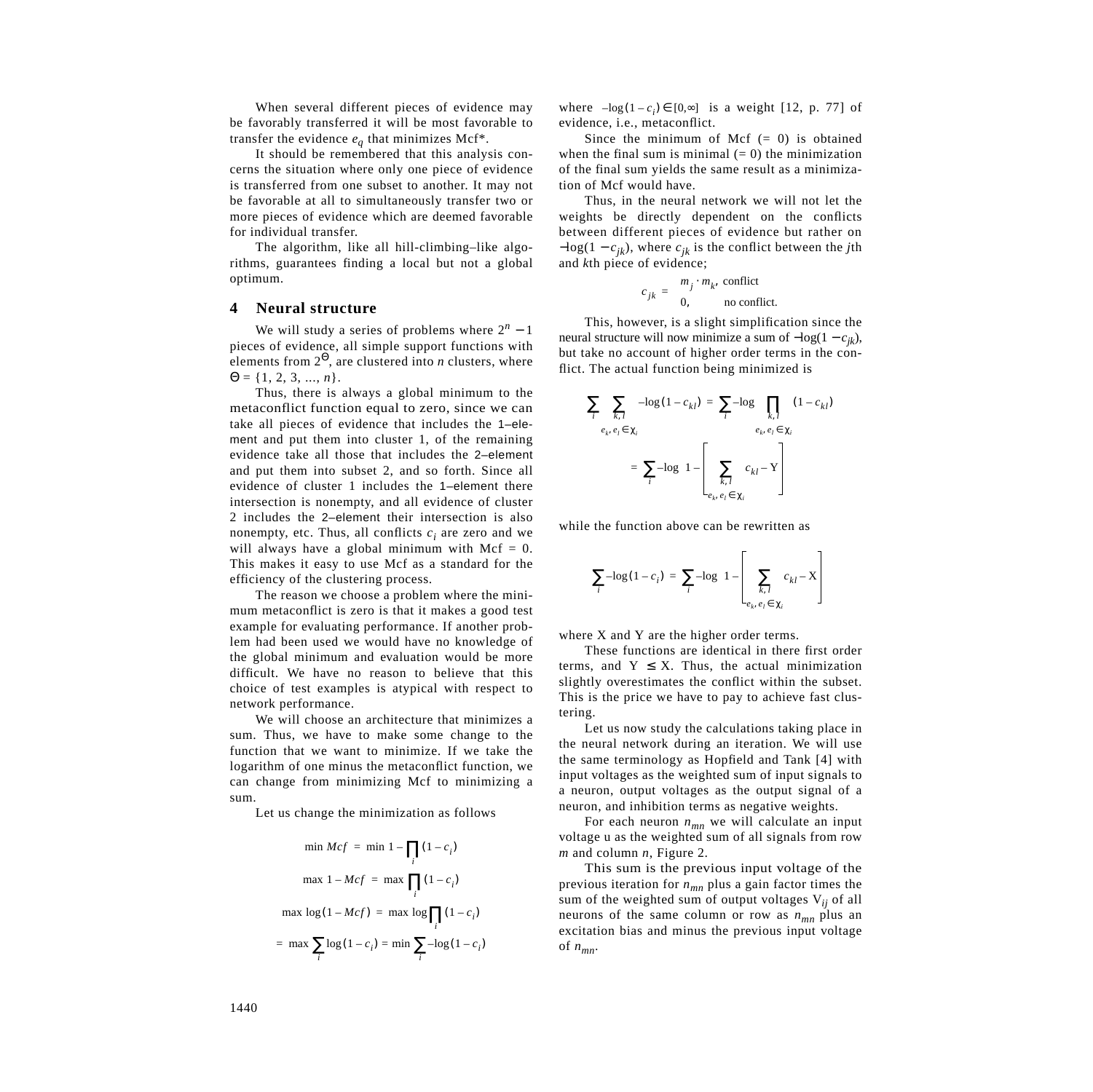When several different pieces of evidence may be favorably transferred it will be most favorable to transfer the evidence $e_q$ that minimizes Mcf*.

It should be remembered that this analysis concerns the situation where only one piece of evidence is transferred from one subset to another. It may not be favorable at all to simultaneously transfer two or more pieces of evidence which are deemed favorable for individual transfer.

The algorithm, like all hill-climbing–like algorithms, guarantees finding a local but not a global optimum.

## 4 Neural structure

We will study a series of problems where $2^n - 1$ pieces of evidence, all simple support functions with elements from $2^{\Theta}$, are clustered into $n$ clusters, where $\Theta = \{1, 2, 3, \ldots, n\}$.

Thus, there is always a global minimum to the metaconflict function equal to zero, since we can take all pieces of evidence that includes the 1–element and put them into cluster 1, of the remaining evidence take all those that includes the 2–element and put them into subset 2, and so forth. Since all evidence of cluster 1 includes the 1–element there intersection is nonempty, and all evidence of cluster 2 includes the 2–element their intersection is also nonempty, etc. Thus, all conflicts $c_i$ are zero and we will always have a global minimum with Mcf = 0. This makes it easy to use Mcf as a standard for the efficiency of the clustering process.

The reason we choose a problem where the minimum metaconflict is zero is that it makes a good test example for evaluating performance. If another problem had been used we would have no knowledge of the global minimum and evaluation would be more difficult. We have no reason to believe that this choice of test examples is atypical with respect to network performance.

We will choose an architecture that minimizes a sum. Thus, we have to make some change to the function that we want to minimize. If we take the logarithm of one minus the metaconflict function, we can change from minimizing Mcf to minimizing a sum.

Let us change the minimization as follows

$$\min Mcf = \min 1 - \prod_i (1 - c_i)$$

$$\max 1 - Mcf = \max \prod_i (1 - c_i)$$

$$\max \log(1 - Mcf) = \max \log \prod_i (1 - c_i)$$

$$= \max \sum_i \log(1 - c_i) = \min \sum_i -\log(1 - c_i)$$

where $-\log(1 - c_i) \in [0, \infty]$ is a weight [12, p. 77] of evidence, i.e., metaconflict.

Since the minimum of Mcf (= 0) is obtained when the final sum is minimal (= 0) the minimization of the final sum yields the same result as a minimization of Mcf would have.

Thus, in the neural network we will not let the weights be directly dependent on the conflicts between different pieces of evidence but rather on $-\log(1 - c_{jk})$, where $c_{jk}$ is the conflict between the $j$th and $k$th piece of evidence;

$$c_{jk} = \begin{cases} m_j \cdot m_k, & \text{conflict} \\ 0, & \text{no conflict.} \end{cases}$$

This, however, is a slight simplification since the neural structure will now minimize a sum of $-\log(1 - c_{jk})$, but take no account of higher order terms in the conflict. The actual function being minimized is

$$\sum_i \sum_{\substack{k,l \\ e_k, e_l \in \chi_i}} -\log(1 - c_{kl}) = \sum_i -\log \prod_{\substack{k,l \\ e_k, e_l \in \chi_i}} (1 - c_{kl})$$

$$= \sum_i -\log\left(1 - \left[\sum_{\substack{k,l \\ e_k, e_l \in \chi_i}} c_{kl} - \mathrm{Y}\right]\right)$$

while the function above can be rewritten as

$$\sum_i -\log(1 - c_i) = \sum_i -\log\left(1 - \left[\sum_{\substack{k,l \\ e_k, e_l \in \chi_i}} c_{kl} - \mathrm{X}\right]\right)$$

where X and Y are the higher order terms.

These functions are identical in there first order terms, and $\mathrm{Y} \leq \mathrm{X}$. Thus, the actual minimization slightly overestimates the conflict within the subset. This is the price we have to pay to achieve fast clustering.

Let us now study the calculations taking place in the neural network during an iteration. We will use the same terminology as Hopfield and Tank [4] with input voltages as the weighted sum of input signals to a neuron, output voltages as the output signal of a neuron, and inhibition terms as negative weights.

For each neuron $n_{mn}$ we will calculate an input voltage u as the weighted sum of all signals from row $m$ and column $n$, Figure 2.

This sum is the previous input voltage of the previous iteration for $n_{mn}$ plus a gain factor times the sum of the weighted sum of output voltages $V_{ij}$ of all neurons of the same column or row as $n_{mn}$ plus an excitation bias and minus the previous input voltage of $n_{mn}$.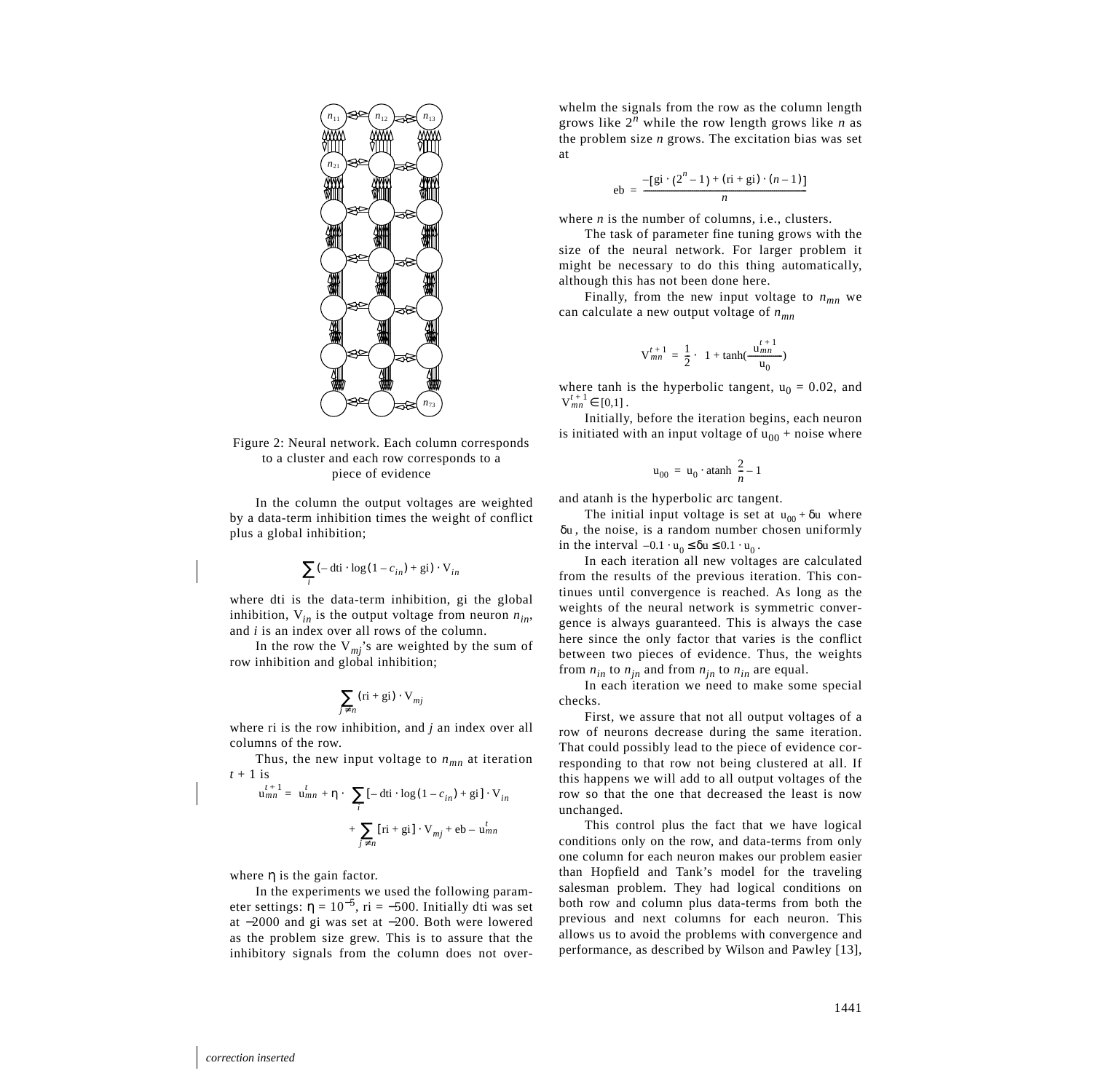Figure 2: Neural network. Each column corresponds to a cluster and each row corresponds to a piece of evidence

In the column the output voltages are weighted by a data-term inhibition times the weight of conflict plus a global inhibition;

$$\sum_i \left(-\mathrm{dti} \cdot \log(1 - c_{in}) + \mathrm{gi}\right) \cdot \mathrm{V}_{in}$$

where dti is the data-term inhibition, gi the global inhibition, $\mathrm{V}_{in}$ is the output voltage from neuron $n_{in}$, and $i$ is an index over all rows of the column.

In the row the $\mathrm{V}_{mj}$'s are weighted by the sum of row inhibition and global inhibition;

$$\sum_{j \neq n} (\mathrm{ri} + \mathrm{gi}) \cdot \mathrm{V}_{mj}$$

where ri is the row inhibition, and $j$ an index over all columns of the row.

Thus, the new input voltage to $n_{mn}$ at iteration $t + 1$ is

$$\mathrm{u}_{mn}^{t+1} = \mathrm{u}_{mn}^{t} + \eta \cdot \left( \sum_i \left[-\mathrm{dti} \cdot \log(1 - c_{in}) + \mathrm{gi}\right] \cdot \mathrm{V}_{in} + \sum_{j \neq n} [\mathrm{ri} + \mathrm{gi}] \cdot \mathrm{V}_{mj} + \mathrm{eb} - \mathrm{u}_{mn}^{t} \right)$$

where $\eta$ is the gain factor.

In the experiments we used the following parameter settings: $\eta = 10^{-5}$, ri $= -500$. Initially dti was set at $-2000$ and gi was set at $-200$. Both were lowered as the problem size grew. This is to assure that the inhibitory signals from the column does not overwhelm the signals from the row as the column length grows like $2^n$ while the row length grows like $n$ as the problem size $n$ grows. The excitation bias was set at

$$\mathrm{eb} = \frac{-[\mathrm{gi} \cdot (2^n - 1) + (\mathrm{ri} + \mathrm{gi}) \cdot (n - 1)]}{n}$$

where $n$ is the number of columns, i.e., clusters.

The task of parameter fine tuning grows with the size of the neural network. For larger problem it might be necessary to do this thing automatically, although this has not been done here.

Finally, from the new input voltage to $n_{mn}$ we can calculate a new output voltage of $n_{mn}$

$$\mathrm{V}_{mn}^{t+1} = \frac{1}{2} \cdot \left(1 + \tanh\left(\frac{\mathrm{u}_{mn}^{t+1}}{\mathrm{u}_0}\right)\right)$$

where tanh is the hyperbolic tangent, $\mathrm{u}_0 = 0.02$, and $\mathrm{V}_{mn}^{t+1} \in [0,1]$.

Initially, before the iteration begins, each neuron is initiated with an input voltage of $\mathrm{u}_{00}$ + noise where

$$\mathrm{u}_{00} = \mathrm{u}_0 \cdot \mathrm{atanh}\left(\frac{2}{n} - 1\right)$$

and atanh is the hyperbolic arc tangent.

The initial input voltage is set at $\mathrm{u}_{00} + \delta\mathrm{u}$ where $\delta\mathrm{u}$, the noise, is a random number chosen uniformly in the interval $-0.1 \cdot \mathrm{u}_0 \leq \delta\mathrm{u} \leq 0.1 \cdot \mathrm{u}_0$.

In each iteration all new voltages are calculated from the results of the previous iteration. This continues until convergence is reached. As long as the weights of the neural network is symmetric convergence is always guaranteed. This is always the case here since the only factor that varies is the conflict between two pieces of evidence. Thus, the weights from $n_{in}$ to $n_{jn}$ and from $n_{jn}$ to $n_{in}$ are equal.

In each iteration we need to make some special checks.

First, we assure that not all output voltages of a row of neurons decrease during the same iteration. That could possibly lead to the piece of evidence corresponding to that row not being clustered at all. If this happens we will add to all output voltages of the row so that the one that decreased the least is now unchanged.

This control plus the fact that we have logical conditions only on the row, and data-terms from only one column for each neuron makes our problem easier than Hopfield and Tank's model for the traveling salesman problem. They had logical conditions on both row and column plus data-terms from both the previous and next columns for each neuron. This allows us to avoid the problems with convergence and performance, as described by Wilson and Pawley [13],

*correction inserted*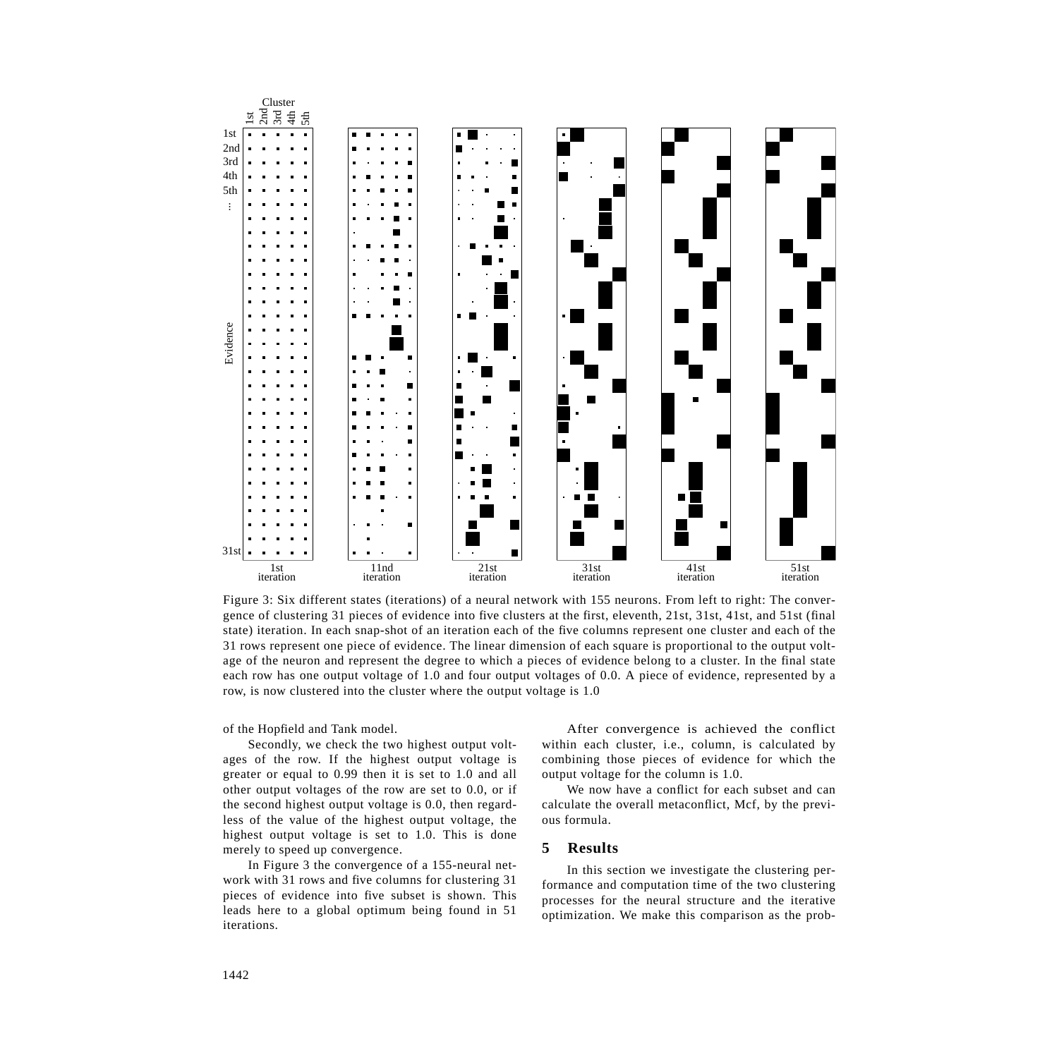Figure 3: Six different states (iterations) of a neural network with 155 neurons. From left to right: The convergence of clustering 31 pieces of evidence into five clusters at the first, eleventh, 21st, 31st, 41st, and 51st (final state) iteration. In each snap-shot of an iteration each of the five columns represent one cluster and each of the 31 rows represent one piece of evidence. The linear dimension of each square is proportional to the output voltage of the neuron and represent the degree to which a pieces of evidence belong to a cluster. In the final state each row has one output voltage of 1.0 and four output voltages of 0.0. A piece of evidence, represented by a row, is now clustered into the cluster where the output voltage is 1.0

of the Hopfield and Tank model.

Secondly, we check the two highest output voltages of the row. If the highest output voltage is greater or equal to 0.99 then it is set to 1.0 and all other output voltages of the row are set to 0.0, or if the second highest output voltage is 0.0, then regardless of the value of the highest output voltage, the highest output voltage is set to 1.0. This is done merely to speed up convergence.

In Figure 3 the convergence of a 155-neural network with 31 rows and five columns for clustering 31 pieces of evidence into five subset is shown. This leads here to a global optimum being found in 51 iterations.

After convergence is achieved the conflict within each cluster, i.e., column, is calculated by combining those pieces of evidence for which the output voltage for the column is 1.0.

We now have a conflict for each subset and can calculate the overall metaconflict, Mcf, by the previous formula.

## 5 Results

In this section we investigate the clustering performance and computation time of the two clustering processes for the neural structure and the iterative optimization. We make this comparison as the prob-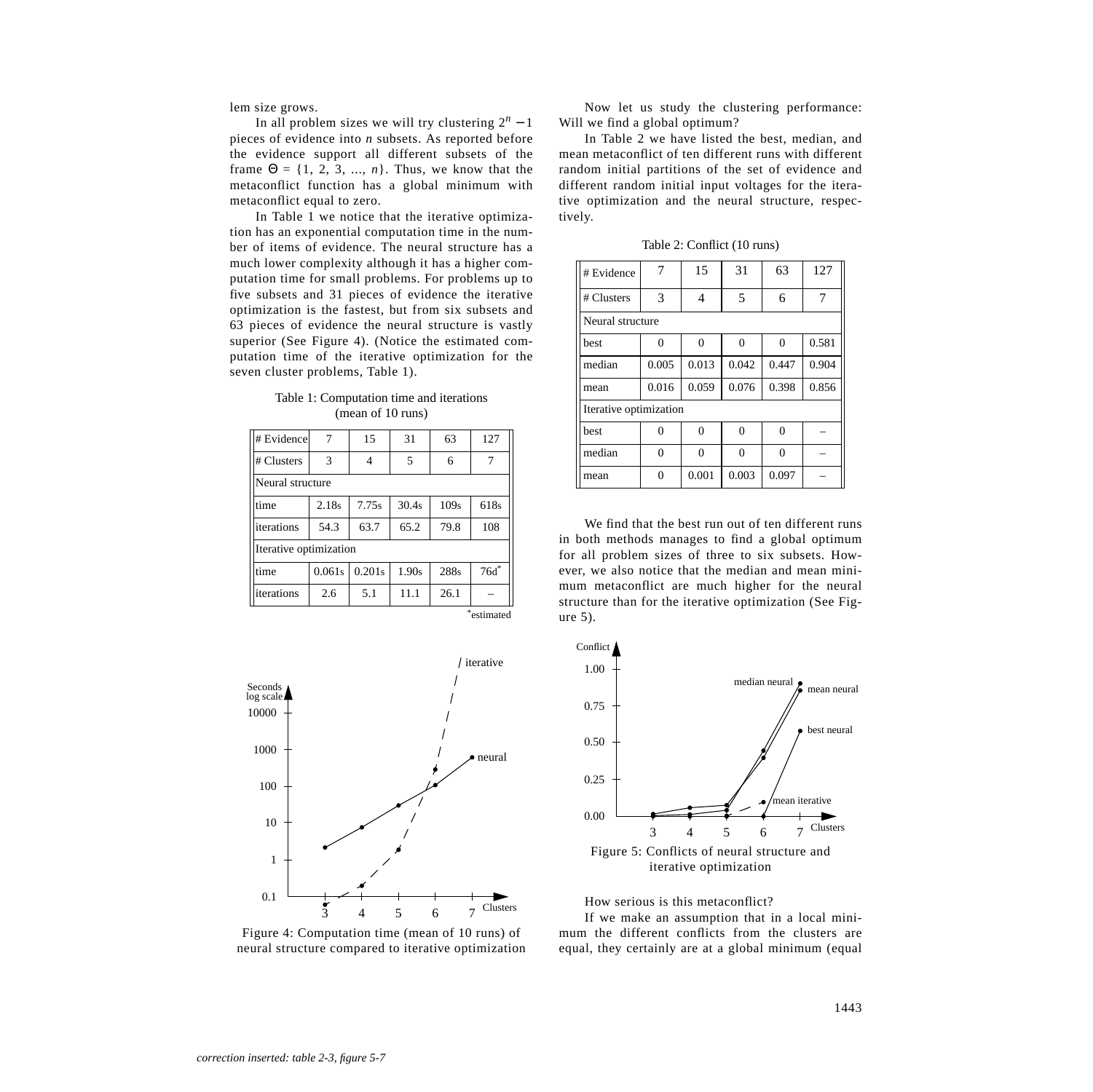lem size grows.

In all problem sizes we will try clustering $2^n - 1$ pieces of evidence into $n$ subsets. As reported before the evidence support all different subsets of the frame $\Theta = \{1, 2, 3, \ldots, n\}$. Thus, we know that the metaconflict function has a global minimum with metaconflict equal to zero.

In Table 1 we notice that the iterative optimization has an exponential computation time in the number of items of evidence. The neural structure has a much lower complexity although it has a higher computation time for small problems. For problems up to five subsets and 31 pieces of evidence the iterative optimization is the fastest, but from six subsets and 63 pieces of evidence the neural structure is vastly superior (See Figure 4). (Notice the estimated computation time of the iterative optimization for the seven cluster problems, Table 1).

Table 1: Computation time and iterations (mean of 10 runs)

| # Evidence | 7 | 15 | 31 | 63 | 127 |
|---|---|---|---|---|---|
| # Clusters | 3 | 4 | 5 | 6 | 7 |
| Neural structure | | | | | |
| time | 2.18s | 7.75s | 30.4s | 109s | 618s |
| iterations | 54.3 | 63.7 | 65.2 | 79.8 | 108 |
| Iterative optimization | | | | | |
| time | 0.061s | 0.201s | 1.90s | 288s | 76d* |
| iterations | 2.6 | 5.1 | 11.1 | 26.1 | – |

*estimated

Figure 4: Computation time (mean of 10 runs) of neural structure compared to iterative optimization

Now let us study the clustering performance: Will we find a global optimum?

In Table 2 we have listed the best, median, and mean metaconflict of ten different runs with different random initial partitions of the set of evidence and different random initial input voltages for the iterative optimization and the neural structure, respectively.

Table 2: Conflict (10 runs)

| # Evidence | 7 | 15 | 31 | 63 | 127 |
|---|---|---|---|---|---|
| # Clusters | 3 | 4 | 5 | 6 | 7 |
| Neural structure | | | | | |
| best | 0 | 0 | 0 | 0 | 0.581 |
| median | 0.005 | 0.013 | 0.042 | 0.447 | 0.904 |
| mean | 0.016 | 0.059 | 0.076 | 0.398 | 0.856 |
| Iterative optimization | | | | | |
| best | 0 | 0 | 0 | 0 | – |
| median | 0 | 0 | 0 | 0 | – |
| mean | 0 | 0.001 | 0.003 | 0.097 | – |

We find that the best run out of ten different runs in both methods manages to find a global optimum for all problem sizes of three to six subsets. However, we also notice that the median and mean minimum metaconflict are much higher for the neural structure than for the iterative optimization (See Figure 5).

Figure 5: Conflicts of neural structure and iterative optimization

How serious is this metaconflict?

If we make an assumption that in a local minimum the different conflicts from the clusters are equal, they certainly are at a global minimum (equal

*correction inserted: table 2-3, figure 5-7*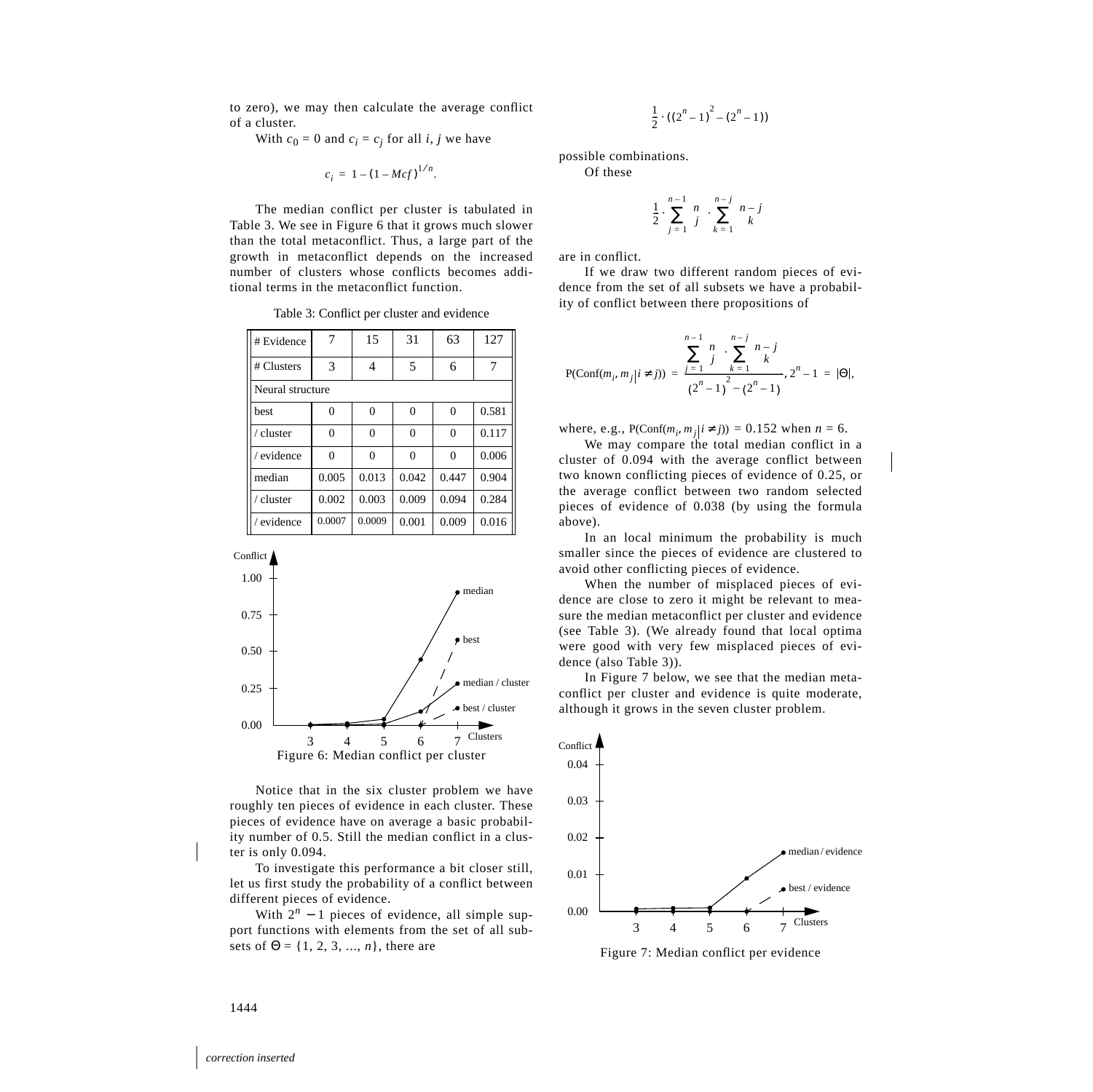to zero), we may then calculate the average conflict of a cluster.

With $c_0 = 0$ and $c_i = c_j$ for all $i, j$ we have

$$c_i = 1 - (1 - Mcf)^{1/n}.$$

The median conflict per cluster is tabulated in Table 3. We see in Figure 6 that it grows much slower than the total metaconflict. Thus, a large part of the growth in metaconflict depends on the increased number of clusters whose conflicts becomes additional terms in the metaconflict function.

Table 3: Conflict per cluster and evidence

| # Evidence | 7 | 15 | 31 | 63 | 127 |
|---|---|---|---|---|---|
| # Clusters | 3 | 4 | 5 | 6 | 7 |
| Neural structure | | | | | |
| best | 0 | 0 | 0 | 0 | 0.581 |
| / cluster | 0 | 0 | 0 | 0 | 0.117 |
| / evidence | 0 | 0 | 0 | 0 | 0.006 |
| median | 0.005 | 0.013 | 0.042 | 0.447 | 0.904 |
| / cluster | 0.002 | 0.003 | 0.009 | 0.094 | 0.284 |
| / evidence | 0.0007 | 0.0009 | 0.001 | 0.009 | 0.016 |

Figure 6: Median conflict per cluster

Notice that in the six cluster problem we have roughly ten pieces of evidence in each cluster. These pieces of evidence have on average a basic probability number of 0.5. Still the median conflict in a cluster is only 0.094.

To investigate this performance a bit closer still, let us first study the probability of a conflict between different pieces of evidence.

With $2^n - 1$ pieces of evidence, all simple support functions with elements from the set of all subsets of $\Theta = \{1, 2, 3, ..., n\}$, there are

$$\frac{1}{2} \cdot ((2^n - 1)^2 - (2^n - 1))$$

possible combinations.

Of these

$$\frac{1}{2} \cdot \sum_{j=1}^{n-1} \binom{n}{j} \cdot \sum_{k=1}^{n-j} \binom{n-j}{k}$$

are in conflict.

If we draw two different random pieces of evidence from the set of all subsets we have a probability of conflict between there propositions of

$$P(\mathrm{Conf}(m_i, m_j | i \neq j)) = \frac{\sum_{j=1}^{n-1} \binom{n}{j} \cdot \sum_{k=1}^{n-j} \binom{n-j}{k}}{(2^n - 1)^2 - (2^n - 1)}, \; 2^n - 1 = |\Theta|,$$

where, e.g., $P(\mathrm{Conf}(m_i, m_j | i \neq j)) = 0.152$ when $n = 6$.

We may compare the total median conflict in a cluster of 0.094 with the average conflict between two known conflicting pieces of evidence of 0.25, or the average conflict between two random selected pieces of evidence of 0.038 (by using the formula above).

In an local minimum the probability is much smaller since the pieces of evidence are clustered to avoid other conflicting pieces of evidence.

When the number of misplaced pieces of evidence are close to zero it might be relevant to measure the median metaconflict per cluster and evidence (see Table 3). (We already found that local optima were good with very few misplaced pieces of evidence (also Table 3)).

In Figure 7 below, we see that the median metaconflict per cluster and evidence is quite moderate, although it grows in the seven cluster problem.

Figure 7: Median conflict per evidence

*correction inserted*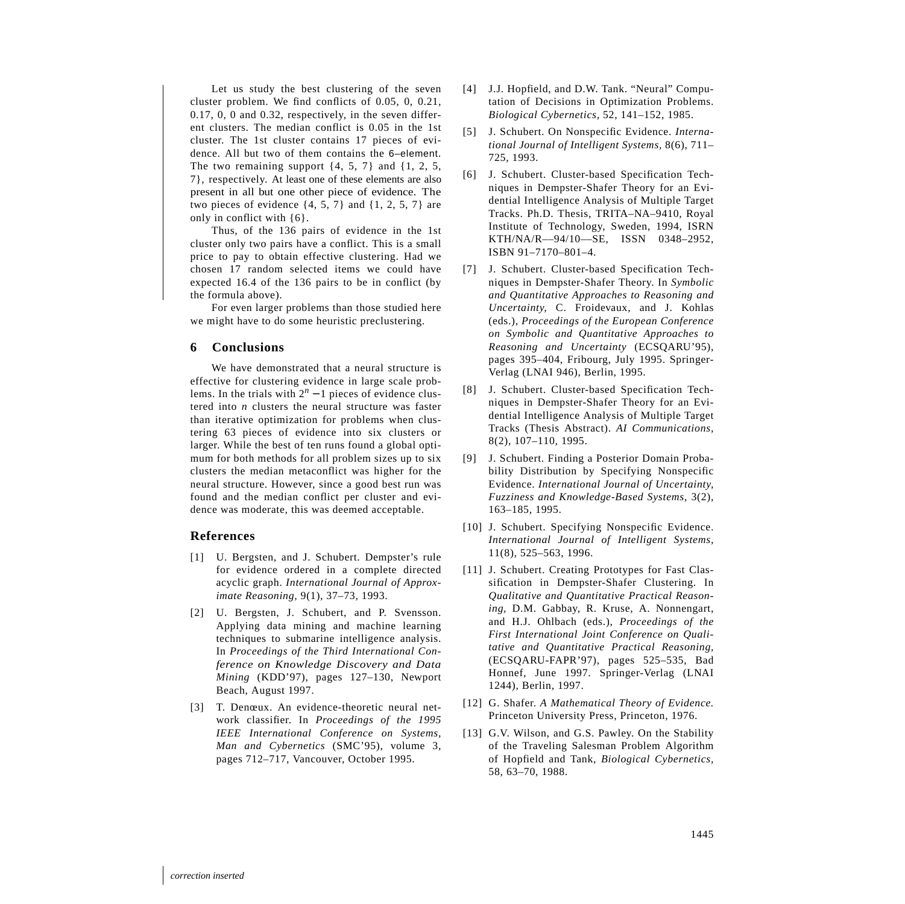Let us study the best clustering of the seven cluster problem. We find conflicts of 0.05, 0, 0.21, 0.17, 0, 0 and 0.32, respectively, in the seven different clusters. The median conflict is 0.05 in the 1st cluster. The 1st cluster contains 17 pieces of evidence. All but two of them contains the 6–element. The two remaining support {4, 5, 7} and {1, 2, 5, 7}, respectively. At least one of these elements are also present in all but one other piece of evidence. The two pieces of evidence {4, 5, 7} and {1, 2, 5, 7} are only in conflict with {6}.

Thus, of the 136 pairs of evidence in the 1st cluster only two pairs have a conflict. This is a small price to pay to obtain effective clustering. Had we chosen 17 random selected items we could have expected 16.4 of the 136 pairs to be in conflict (by the formula above).

For even larger problems than those studied here we might have to do some heuristic preclustering.

## 6 Conclusions

We have demonstrated that a neural structure is effective for clustering evidence in large scale problems. In the trials with $2^n - 1$ pieces of evidence clustered into $n$ clusters the neural structure was faster than iterative optimization for problems when clustering 63 pieces of evidence into six clusters or larger. While the best of ten runs found a global optimum for both methods for all problem sizes up to six clusters the median metaconflict was higher for the neural structure. However, since a good best run was found and the median conflict per cluster and evidence was moderate, this was deemed acceptable.

## References

[1] U. Bergsten, and J. Schubert. Dempster's rule for evidence ordered in a complete directed acyclic graph. *International Journal of Approximate Reasoning*, 9(1), 37–73, 1993.

[2] U. Bergsten, J. Schubert, and P. Svensson. Applying data mining and machine learning techniques to submarine intelligence analysis. In *Proceedings of the Third International Conference on Knowledge Discovery and Data Mining* (KDD'97), pages 127–130, Newport Beach, August 1997.

[3] T. Denœux. An evidence-theoretic neural network classifier. In *Proceedings of the 1995 IEEE International Conference on Systems, Man and Cybernetics* (SMC'95), volume 3, pages 712–717, Vancouver, October 1995.

[4] J.J. Hopfield, and D.W. Tank. "Neural" Computation of Decisions in Optimization Problems. *Biological Cybernetics*, 52, 141–152, 1985.

[5] J. Schubert. On Nonspecific Evidence. *International Journal of Intelligent Systems*, 8(6), 711–725, 1993.

[6] J. Schubert. Cluster-based Specification Techniques in Dempster-Shafer Theory for an Evidential Intelligence Analysis of Multiple Target Tracks. Ph.D. Thesis, TRITA–NA–9410, Royal Institute of Technology, Sweden, 1994, ISRN KTH/NA/R––94/10––SE, ISSN 0348–2952, ISBN 91–7170–801–4.

[7] J. Schubert. Cluster-based Specification Techniques in Dempster-Shafer Theory. In *Symbolic and Quantitative Approaches to Reasoning and Uncertainty*, C. Froidevaux, and J. Kohlas (eds.), *Proceedings of the European Conference on Symbolic and Quantitative Approaches to Reasoning and Uncertainty* (ECSQARU'95), pages 395–404, Fribourg, July 1995. Springer-Verlag (LNAI 946), Berlin, 1995.

[8] J. Schubert. Cluster-based Specification Techniques in Dempster-Shafer Theory for an Evidential Intelligence Analysis of Multiple Target Tracks (Thesis Abstract). *AI Communications*, 8(2), 107–110, 1995.

[9] J. Schubert. Finding a Posterior Domain Probability Distribution by Specifying Nonspecific Evidence. *International Journal of Uncertainty, Fuzziness and Knowledge-Based Systems*, 3(2), 163–185, 1995.

[10] J. Schubert. Specifying Nonspecific Evidence. *International Journal of Intelligent Systems*, 11(8), 525–563, 1996.

[11] J. Schubert. Creating Prototypes for Fast Classification in Dempster-Shafer Clustering. In *Qualitative and Quantitative Practical Reasoning*, D.M. Gabbay, R. Kruse, A. Nonnengart, and H.J. Ohlbach (eds.), *Proceedings of the First International Joint Conference on Qualitative and Quantitative Practical Reasoning*, (ECSQARU-FAPR'97), pages 525–535, Bad Honnef, June 1997. Springer-Verlag (LNAI 1244), Berlin, 1997.

[12] G. Shafer. *A Mathematical Theory of Evidence.* Princeton University Press, Princeton, 1976.

[13] G.V. Wilson, and G.S. Pawley. On the Stability of the Traveling Salesman Problem Algorithm of Hopfield and Tank, *Biological Cybernetics*, 58, 63–70, 1988.

*correction inserted*